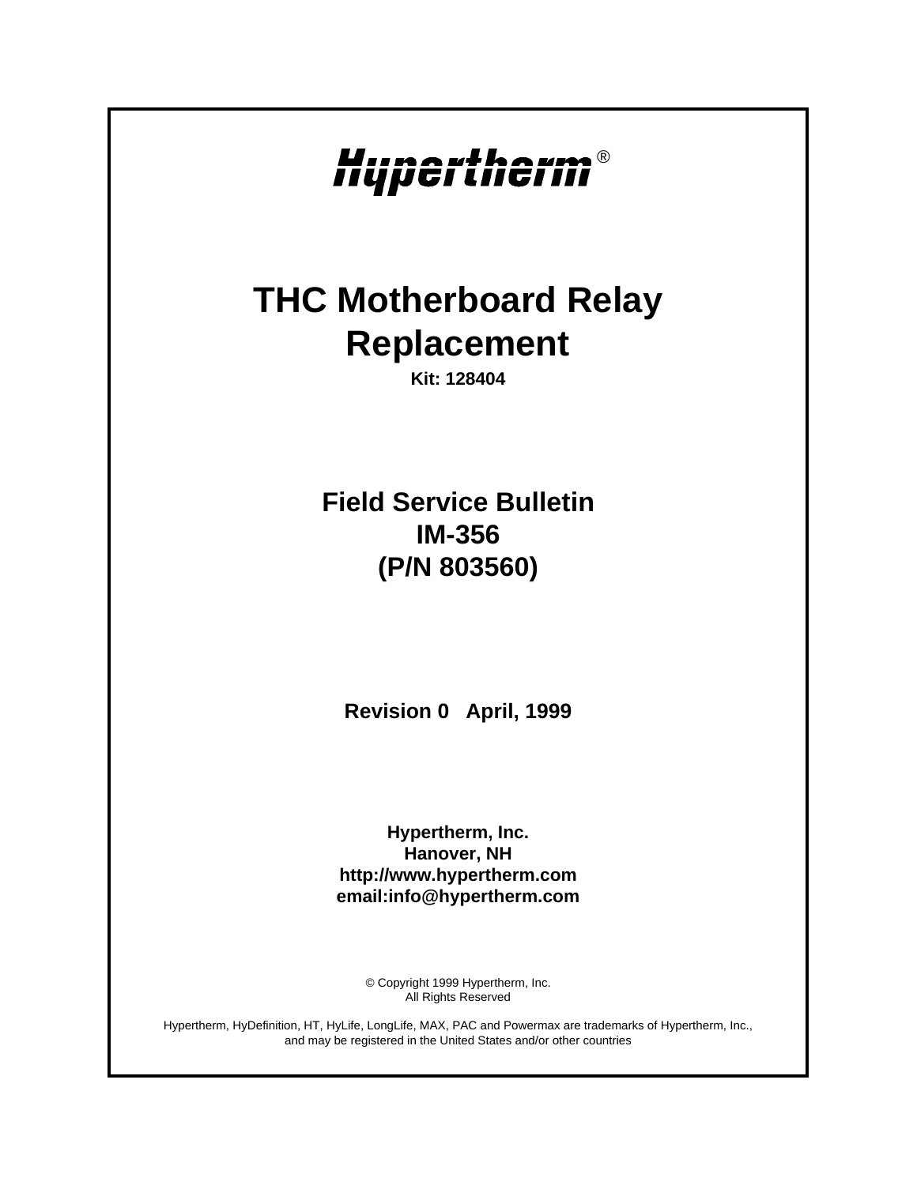# Hypertherm®

# THC Motherboard Relay Replacement

**Kit: 128404**

## Field Service Bulletin
## IM-356
## (P/N 803560)

**Revision 0 April, 1999**

**Hypertherm, Inc.**
**Hanover, NH**
**http://www.hypertherm.com**
**email:info@hypertherm.com**

© Copyright 1999 Hypertherm, Inc.
All Rights Reserved

Hypertherm, HyDefinition, HT, HyLife, LongLife, MAX, PAC and Powermax are trademarks of Hypertherm, Inc., and may be registered in the United States and/or other countries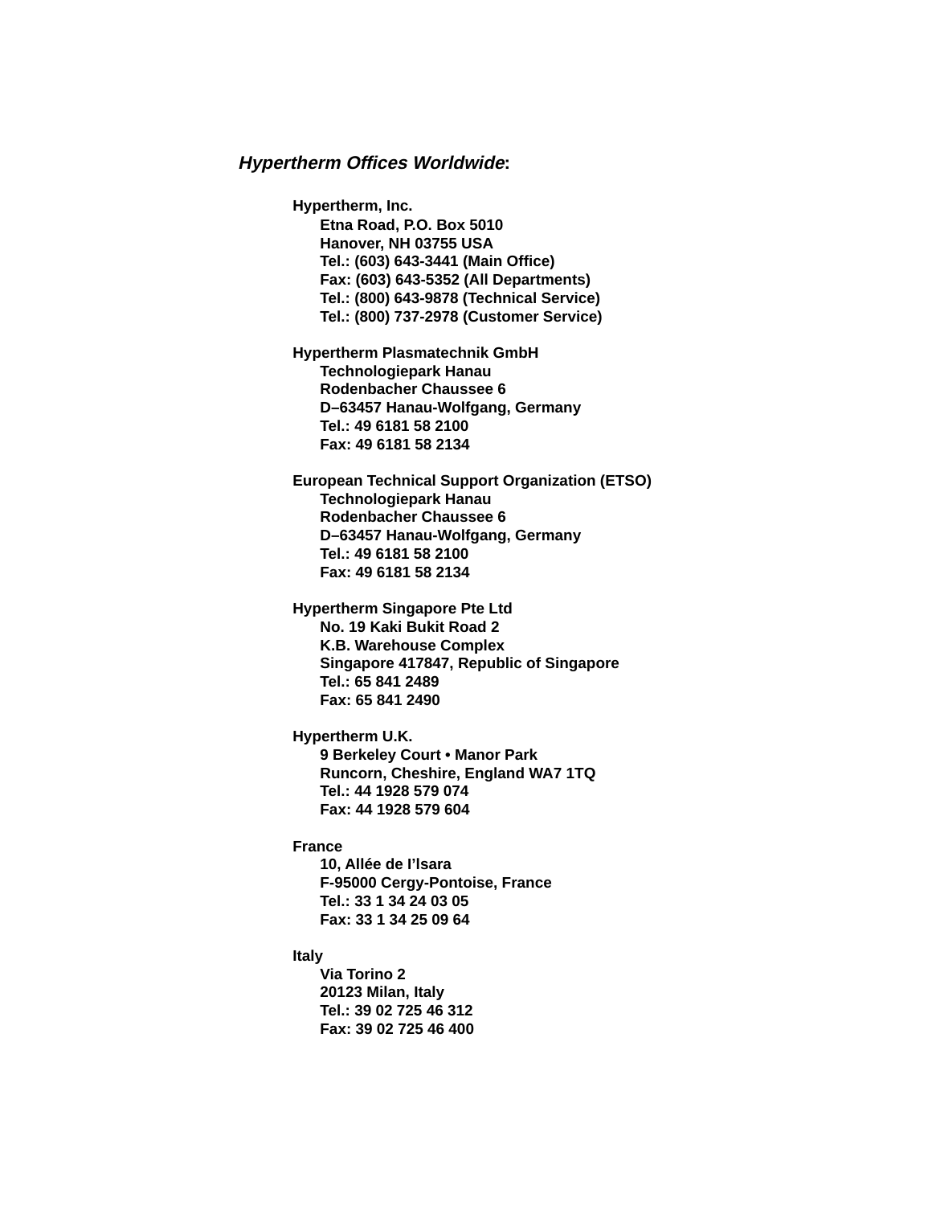***Hypertherm Offices Worldwide*:**

**Hypertherm, Inc.**
**Etna Road, P.O. Box 5010**
**Hanover, NH 03755 USA**
**Tel.: (603) 643-3441 (Main Office)**
**Fax: (603) 643-5352 (All Departments)**
**Tel.: (800) 643-9878 (Technical Service)**
**Tel.: (800) 737-2978 (Customer Service)**

**Hypertherm Plasmatechnik GmbH**
**Technologiepark Hanau**
**Rodenbacher Chaussee 6**
**D–63457 Hanau-Wolfgang, Germany**
**Tel.: 49 6181 58 2100**
**Fax: 49 6181 58 2134**

**European Technical Support Organization (ETSO)**
**Technologiepark Hanau**
**Rodenbacher Chaussee 6**
**D–63457 Hanau-Wolfgang, Germany**
**Tel.: 49 6181 58 2100**
**Fax: 49 6181 58 2134**

**Hypertherm Singapore Pte Ltd**
**No. 19 Kaki Bukit Road 2**
**K.B. Warehouse Complex**
**Singapore 417847, Republic of Singapore**
**Tel.: 65 841 2489**
**Fax: 65 841 2490**

**Hypertherm U.K.**
**9 Berkeley Court • Manor Park**
**Runcorn, Cheshire, England WA7 1TQ**
**Tel.: 44 1928 579 074**
**Fax: 44 1928 579 604**

**France**
**10, Allée de l'Isara**
**F-95000 Cergy-Pontoise, France**
**Tel.: 33 1 34 24 03 05**
**Fax: 33 1 34 25 09 64**

**Italy**
**Via Torino 2**
**20123 Milan, Italy**
**Tel.: 39 02 725 46 312**
**Fax: 39 02 725 46 400**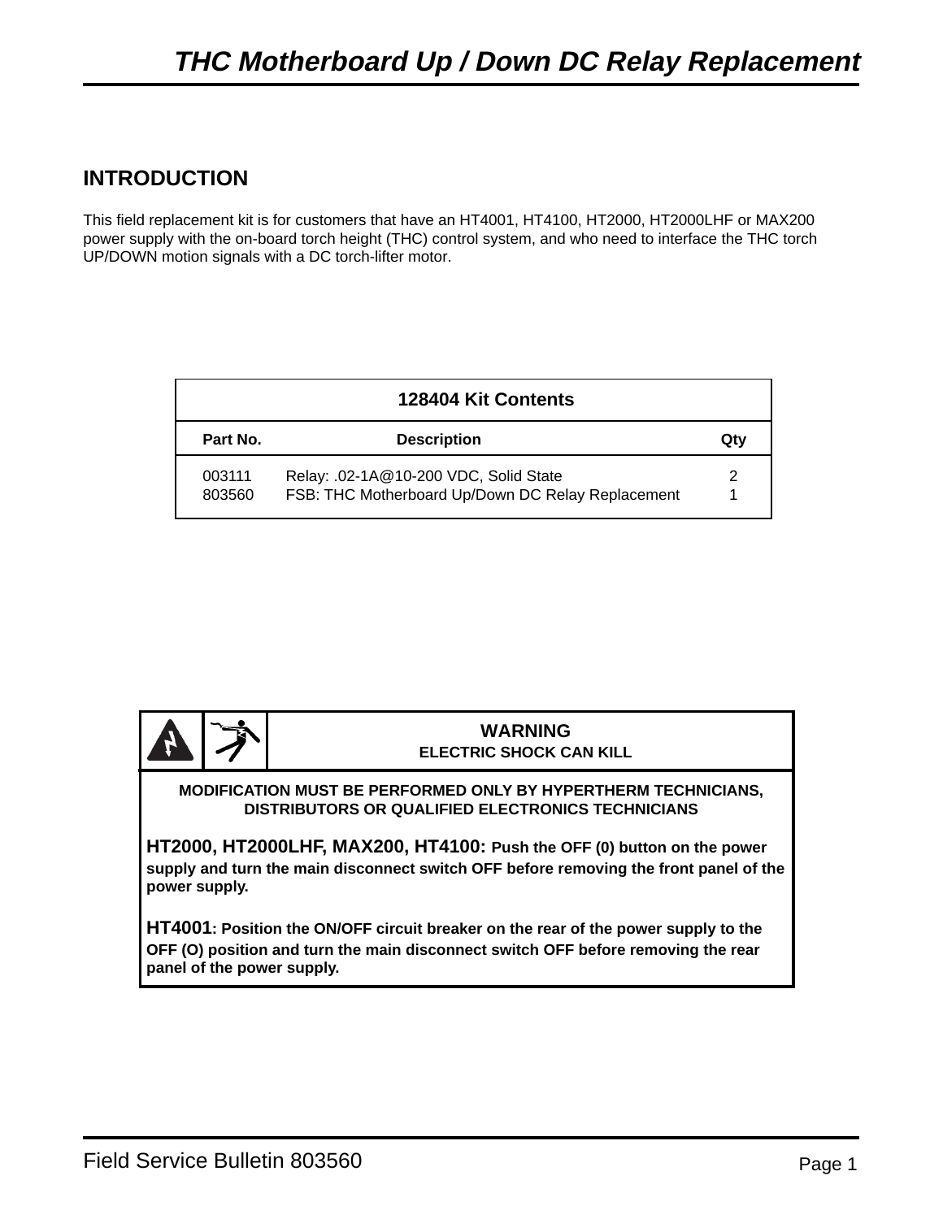# THC Motherboard Up / Down DC Relay Replacement

## INTRODUCTION

This field replacement kit is for customers that have an HT4001, HT4100, HT2000, HT2000LHF or MAX200 power supply with the on-board torch height (THC) control system, and who need to interface the THC torch UP/DOWN motion signals with a DC torch-lifter motor.

| 128404 Kit Contents | | |
|---|---|---|
| **Part No.** | **Description** | **Qty** |
| 003111 | Relay: .02-1A@10-200 VDC, Solid State | 2 |
| 803560 | FSB: THC Motherboard Up/Down DC Relay Replacement | 1 |

**WARNING**
**ELECTRIC SHOCK CAN KILL**

**MODIFICATION MUST BE PERFORMED ONLY BY HYPERTHERM TECHNICIANS, DISTRIBUTORS OR QUALIFIED ELECTRONICS TECHNICIANS**

**HT2000, HT2000LHF, MAX200, HT4100: Push the OFF (0) button on the power supply and turn the main disconnect switch OFF before removing the front panel of the power supply.**

**HT4001: Position the ON/OFF circuit breaker on the rear of the power supply to the OFF (O) position and turn the main disconnect switch OFF before removing the rear panel of the power supply.**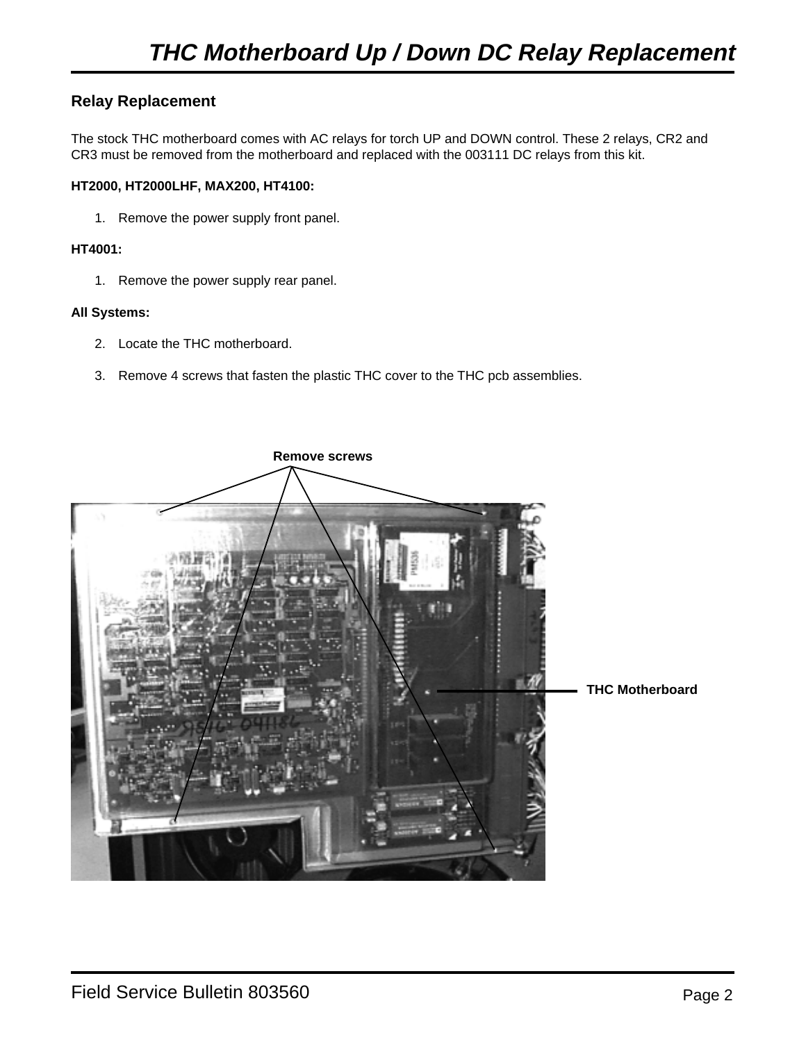## Relay Replacement

The stock THC motherboard comes with AC relays for torch UP and DOWN control. These 2 relays, CR2 and CR3 must be removed from the motherboard and replaced with the 003111 DC relays from this kit.

**HT2000, HT2000LHF, MAX200, HT4100:**

1. Remove the power supply front panel.

**HT4001:**

1. Remove the power supply rear panel.

**All Systems:**

2. Locate the THC motherboard.

3. Remove 4 screws that fasten the plastic THC cover to the THC pcb assemblies.

Remove screws

THC Motherboard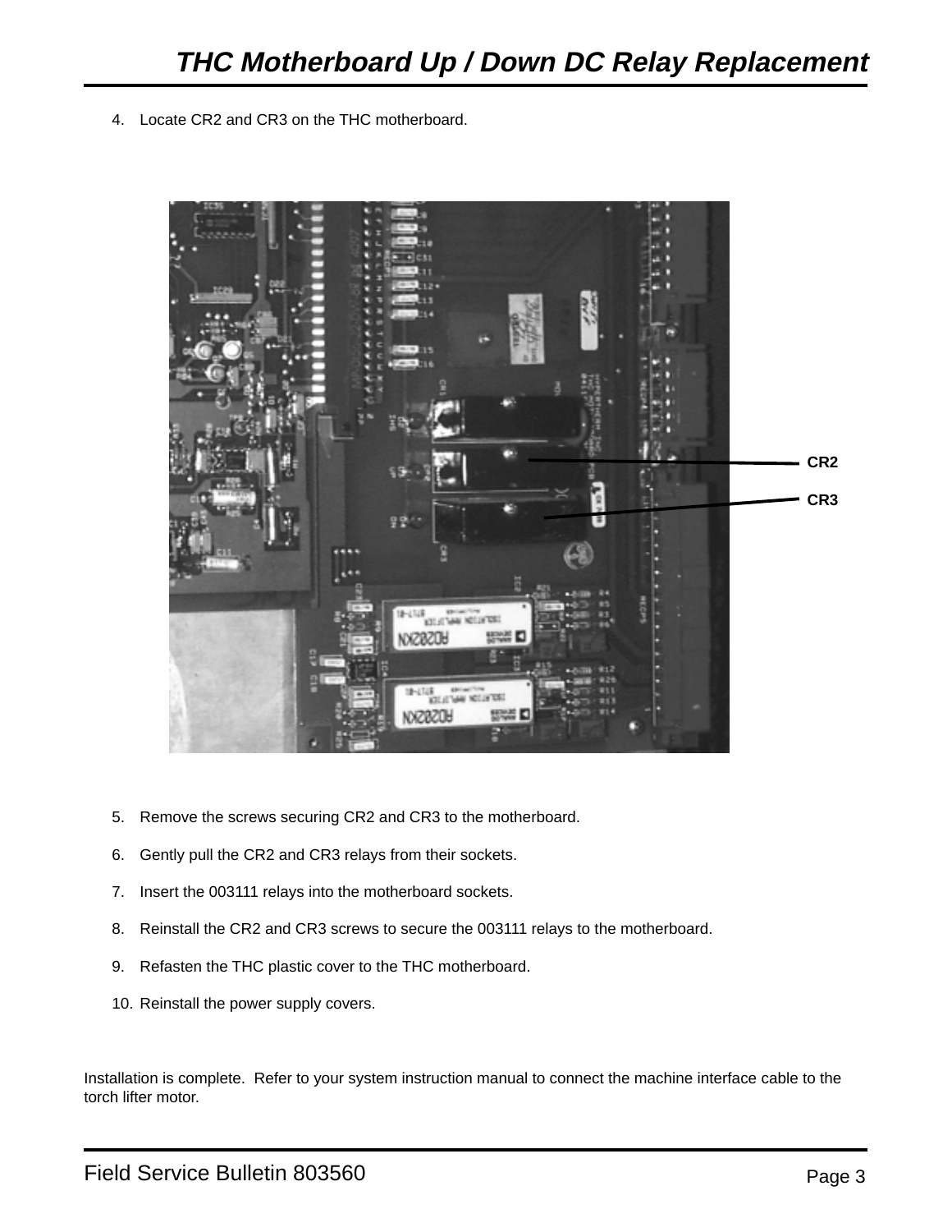4. Locate CR2 and CR3 on the THC motherboard.

CR2

CR3

5. Remove the screws securing CR2 and CR3 to the motherboard.
6. Gently pull the CR2 and CR3 relays from their sockets.
7. Insert the 003111 relays into the motherboard sockets.
8. Reinstall the CR2 and CR3 screws to secure the 003111 relays to the motherboard.
9. Refasten the THC plastic cover to the THC motherboard.
10. Reinstall the power supply covers.

Installation is complete. Refer to your system instruction manual to connect the machine interface cable to the torch lifter motor.